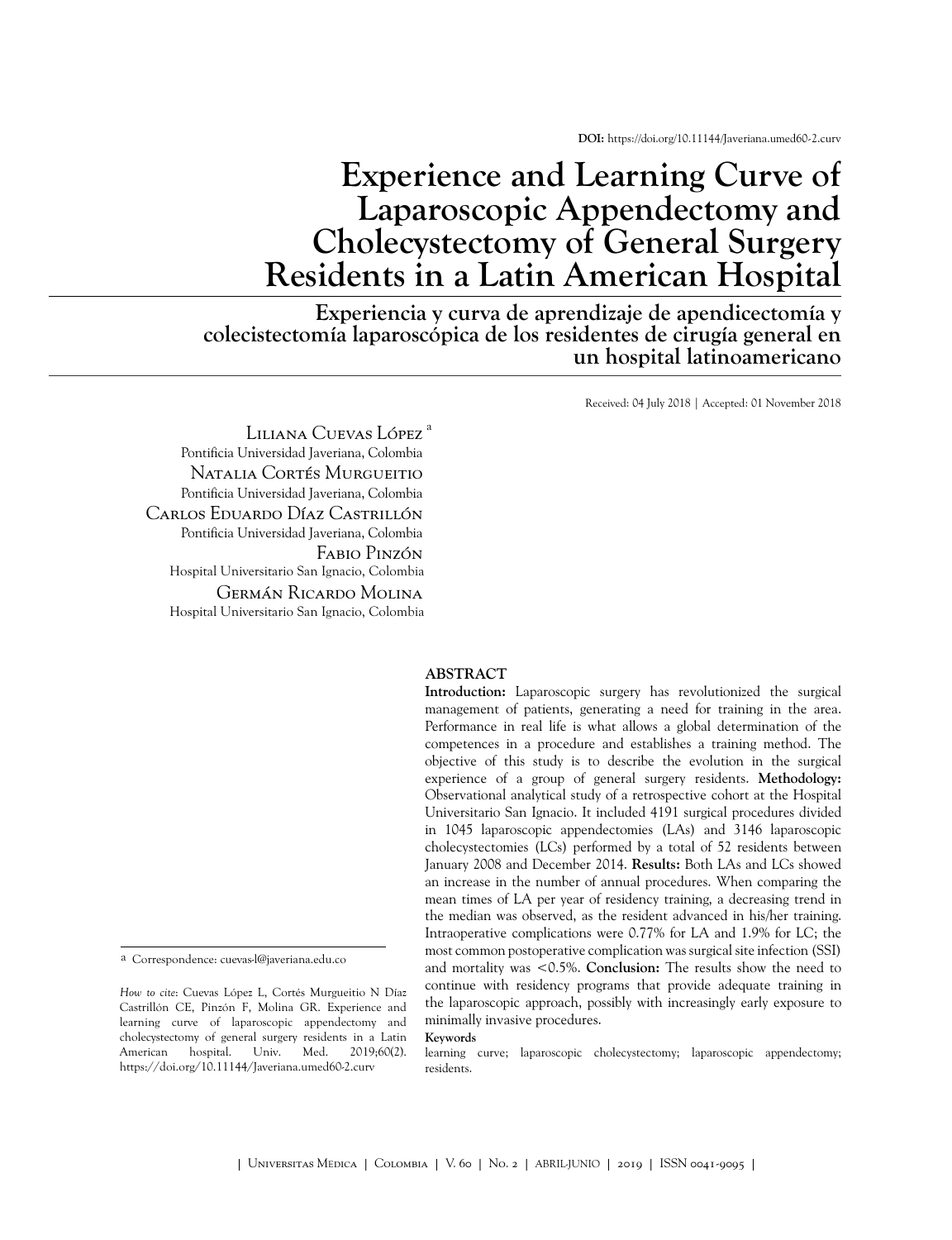DOI: https://doi.org/10.11144/Javeriana.umed60-2.curv

# Experience and Learning Curve of Laparoscopic Appendectomy and Cholecystectomy of General Surgery Residents in a Latin American Hospital

## Experiencia y curva de aprendizaje de apendicectomía y colecistectomía laparoscópica de los residentes de cirugía general en un hospital latinoamericano

Received: 04 July 2018 | Accepted: 01 November 2018

Liliana Cuevas López [a]
Pontificia Universidad Javeriana, Colombia

Natalia Cortés Murgueitio
Pontificia Universidad Javeriana, Colombia

Carlos Eduardo Díaz Castrillón
Pontificia Universidad Javeriana, Colombia

Fabio Pinzón
Hospital Universitario San Ignacio, Colombia

Germán Ricardo Molina
Hospital Universitario San Ignacio, Colombia

### ABSTRACT

**Introduction:** Laparoscopic surgery has revolutionized the surgical management of patients, generating a need for training in the area. Performance in real life is what allows a global determination of the competences in a procedure and establishes a training method. The objective of this study is to describe the evolution in the surgical experience of a group of general surgery residents. **Methodology:** Observational analytical study of a retrospective cohort at the Hospital Universitario San Ignacio. It included 4191 surgical procedures divided in 1045 laparoscopic appendectomies (LAs) and 3146 laparoscopic cholecystectomies (LCs) performed by a total of 52 residents between January 2008 and December 2014. **Results:** Both LAs and LCs showed an increase in the number of annual procedures. When comparing the mean times of LA per year of residency training, a decreasing trend in the median was observed, as the resident advanced in his/her training. Intraoperative complications were 0.77% for LA and 1.9% for LC; the most common postoperative complication was surgical site infection (SSI) and mortality was <0.5%. **Conclusion:** The results show the need to continue with residency programs that provide adequate training in the laparoscopic approach, possibly with increasingly early exposure to minimally invasive procedures.

**Keywords**

learning curve; laparoscopic cholecystectomy; laparoscopic appendectomy; residents.

---

[a] Correspondence: cuevas-l@javeriana.edu.co

*How to cite*: Cuevas López L, Cortés Murgueitio N Díaz Castrillón CE, Pinzón F, Molina GR. Experience and learning curve of laparoscopic appendectomy and cholecystectomy of general surgery residents in a Latin American hospital. Univ. Med. 2019;60(2). https://doi.org/10.11144/Javeriana.umed60-2.curv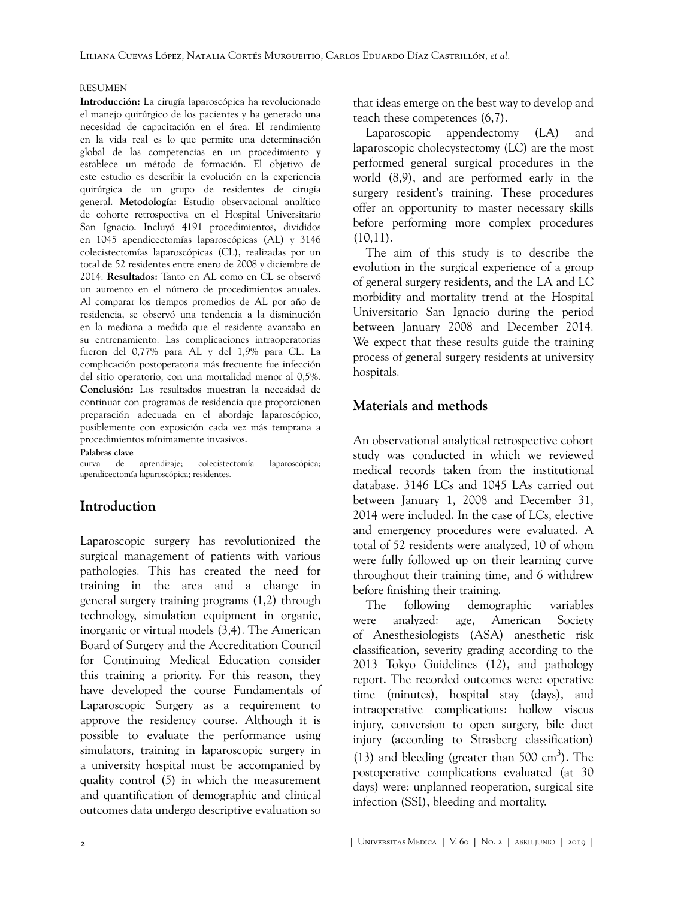RESUMEN

**Introducción:** La cirugía laparoscópica ha revolucionado el manejo quirúrgico de los pacientes y ha generado una necesidad de capacitación en el área. El rendimiento en la vida real es lo que permite una determinación global de las competencias en un procedimiento y establece un método de formación. El objetivo de este estudio es describir la evolución en la experiencia quirúrgica de un grupo de residentes de cirugía general. **Metodología:** Estudio observacional analítico de cohorte retrospectiva en el Hospital Universitario San Ignacio. Incluyó 4191 procedimientos, divididos en 1045 apendicectomías laparoscópicas (AL) y 3146 colecistectomías laparoscópicas (CL), realizadas por un total de 52 residentes entre enero de 2008 y diciembre de 2014. **Resultados:** Tanto en AL como en CL se observó un aumento en el número de procedimientos anuales. Al comparar los tiempos promedios de AL por año de residencia, se observó una tendencia a la disminución en la mediana a medida que el residente avanzaba en su entrenamiento. Las complicaciones intraoperatorias fueron del 0,77% para AL y del 1,9% para CL. La complicación postoperatoria más frecuente fue infección del sitio operatorio, con una mortalidad menor al 0,5%. **Conclusión:** Los resultados muestran la necesidad de continuar con programas de residencia que proporcionen preparación adecuada en el abordaje laparoscópico, posiblemente con exposición cada vez más temprana a procedimientos mínimamente invasivos.

**Palabras clave**

curva de aprendizaje; colecistectomía laparoscópica; apendicectomía laparoscópica; residentes.

## Introduction

Laparoscopic surgery has revolutionized the surgical management of patients with various pathologies. This has created the need for training in the area and a change in general surgery training programs (1,2) through technology, simulation equipment in organic, inorganic or virtual models (3,4). The American Board of Surgery and the Accreditation Council for Continuing Medical Education consider this training a priority. For this reason, they have developed the course Fundamentals of Laparoscopic Surgery as a requirement to approve the residency course. Although it is possible to evaluate the performance using simulators, training in laparoscopic surgery in a university hospital must be accompanied by quality control (5) in which the measurement and quantification of demographic and clinical outcomes data undergo descriptive evaluation so that ideas emerge on the best way to develop and teach these competences (6,7).

Laparoscopic appendectomy (LA) and laparoscopic cholecystectomy (LC) are the most performed general surgical procedures in the world (8,9), and are performed early in the surgery resident's training. These procedures offer an opportunity to master necessary skills before performing more complex procedures (10,11).

The aim of this study is to describe the evolution in the surgical experience of a group of general surgery residents, and the LA and LC morbidity and mortality trend at the Hospital Universitario San Ignacio during the period between January 2008 and December 2014. We expect that these results guide the training process of general surgery residents at university hospitals.

## Materials and methods

An observational analytical retrospective cohort study was conducted in which we reviewed medical records taken from the institutional database. 3146 LCs and 1045 LAs carried out between January 1, 2008 and December 31, 2014 were included. In the case of LCs, elective and emergency procedures were evaluated. A total of 52 residents were analyzed, 10 of whom were fully followed up on their learning curve throughout their training time, and 6 withdrew before finishing their training.

The following demographic variables were analyzed: age, American Society of Anesthesiologists (ASA) anesthetic risk classification, severity grading according to the 2013 Tokyo Guidelines (12), and pathology report. The recorded outcomes were: operative time (minutes), hospital stay (days), and intraoperative complications: hollow viscus injury, conversion to open surgery, bile duct injury (according to Strasberg classification) (13) and bleeding (greater than 500 $cm^3$). The postoperative complications evaluated (at 30 days) were: unplanned reoperation, surgical site infection (SSI), bleeding and mortality.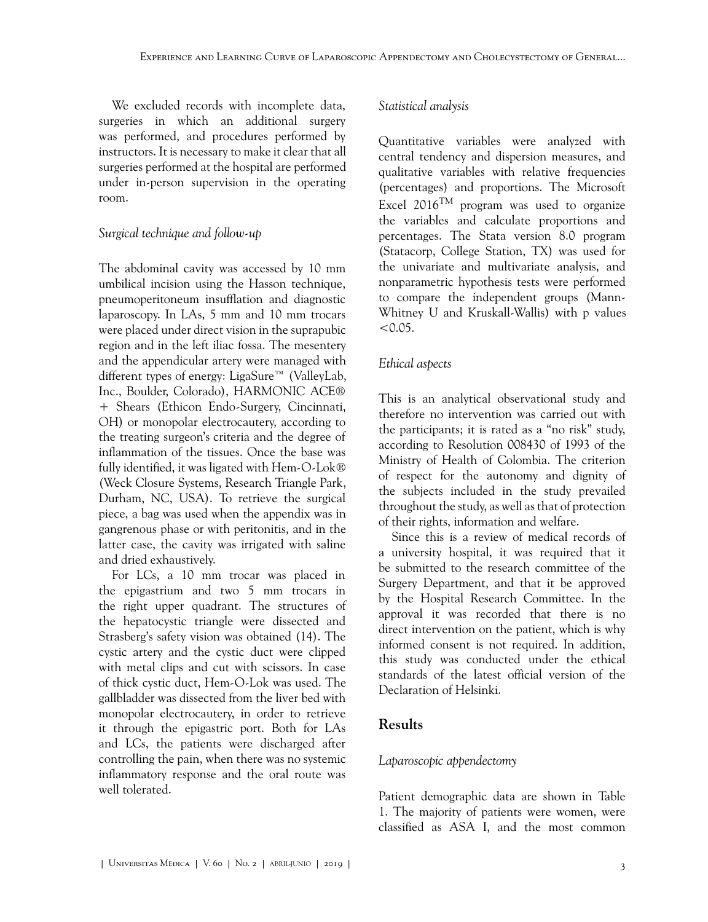We excluded records with incomplete data, surgeries in which an additional surgery was performed, and procedures performed by instructors. It is necessary to make it clear that all surgeries performed at the hospital are performed under in-person supervision in the operating room.

### *Surgical technique and follow-up*

The abdominal cavity was accessed by 10 mm umbilical incision using the Hasson technique, pneumoperitoneum insufflation and diagnostic laparoscopy. In LAs, 5 mm and 10 mm trocars were placed under direct vision in the suprapubic region and in the left iliac fossa. The mesentery and the appendicular artery were managed with different types of energy: LigaSure™ (ValleyLab, Inc., Boulder, Colorado), HARMONIC ACE® + Shears (Ethicon Endo-Surgery, Cincinnati, OH) or monopolar electrocautery, according to the treating surgeon's criteria and the degree of inflammation of the tissues. Once the base was fully identified, it was ligated with Hem-O-Lok® (Weck Closure Systems, Research Triangle Park, Durham, NC, USA). To retrieve the surgical piece, a bag was used when the appendix was in gangrenous phase or with peritonitis, and in the latter case, the cavity was irrigated with saline and dried exhaustively.

For LCs, a 10 mm trocar was placed in the epigastrium and two 5 mm trocars in the right upper quadrant. The structures of the hepatocystic triangle were dissected and Strasberg's safety vision was obtained (14). The cystic artery and the cystic duct were clipped with metal clips and cut with scissors. In case of thick cystic duct, Hem-O-Lok was used. The gallbladder was dissected from the liver bed with monopolar electrocautery, in order to retrieve it through the epigastric port. Both for LAs and LCs, the patients were discharged after controlling the pain, when there was no systemic inflammatory response and the oral route was well tolerated.

### *Statistical analysis*

Quantitative variables were analyzed with central tendency and dispersion measures, and qualitative variables with relative frequencies (percentages) and proportions. The Microsoft Excel 2016™ program was used to organize the variables and calculate proportions and percentages. The Stata version 8.0 program (Statacorp, College Station, TX) was used for the univariate and multivariate analysis, and nonparametric hypothesis tests were performed to compare the independent groups (Mann-Whitney U and Kruskall-Wallis) with p values $<0.05$.

### *Ethical aspects*

This is an analytical observational study and therefore no intervention was carried out with the participants; it is rated as a "no risk" study, according to Resolution 008430 of 1993 of the Ministry of Health of Colombia. The criterion of respect for the autonomy and dignity of the subjects included in the study prevailed throughout the study, as well as that of protection of their rights, information and welfare.

Since this is a review of medical records of a university hospital, it was required that it be submitted to the research committee of the Surgery Department, and that it be approved by the Hospital Research Committee. In the approval it was recorded that there is no direct intervention on the patient, which is why informed consent is not required. In addition, this study was conducted under the ethical standards of the latest official version of the Declaration of Helsinki.

## Results

### *Laparoscopic appendectomy*

Patient demographic data are shown in Table 1. The majority of patients were women, were classified as ASA I, and the most common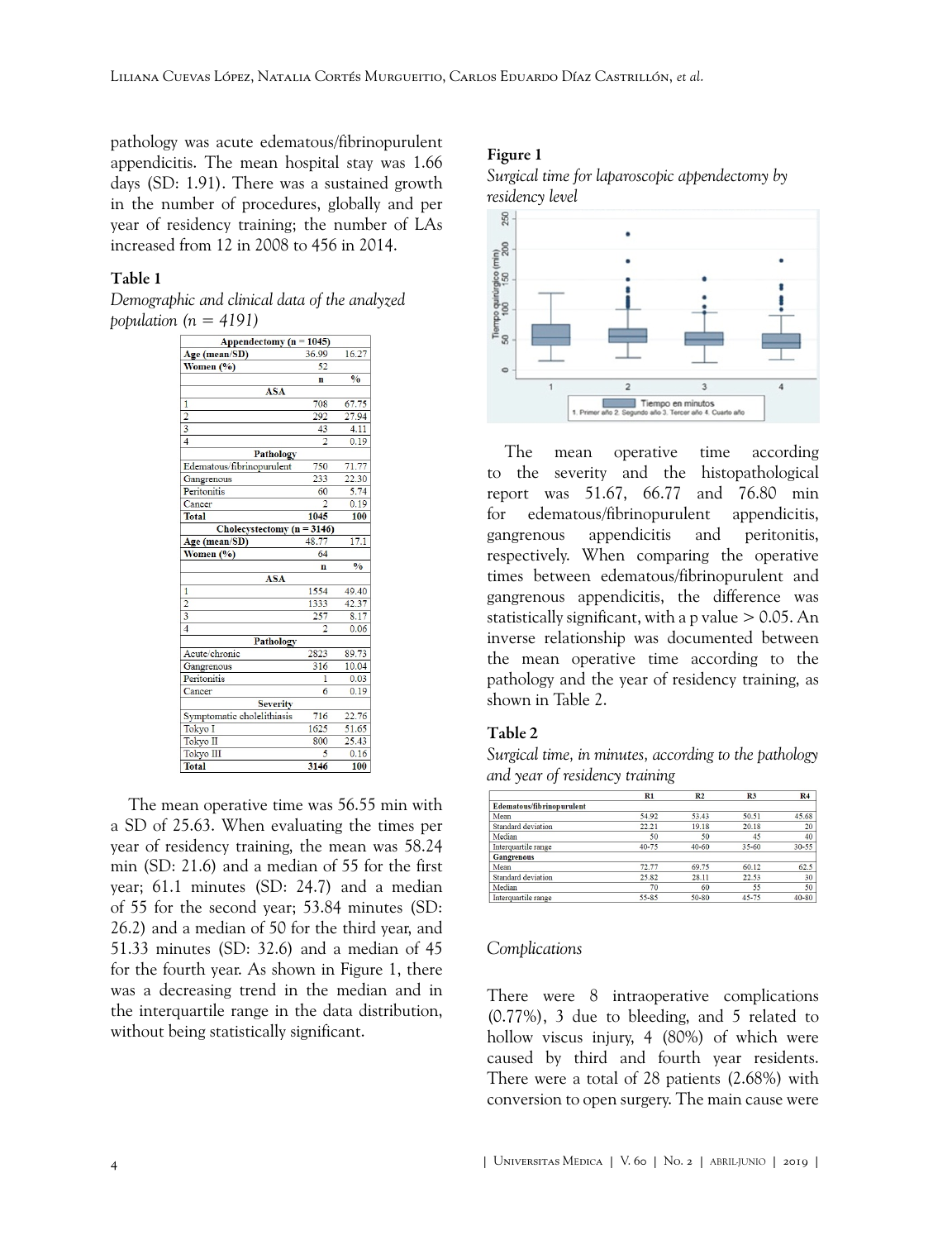pathology was acute edematous/fibrinopurulent appendicitis. The mean hospital stay was 1.66 days (SD: 1.91). There was a sustained growth in the number of procedures, globally and per year of residency training; the number of LAs increased from 12 in 2008 to 456 in 2014.

**Table 1**

*Demographic and clinical data of the analyzed population (n = 4191)*

| **Appendectomy (n = 1045)** | | |
|---|---|---|
| **Age (mean/SD)** | 36.99 | 16.27 |
| **Women (%)** | 52 | |
| | **n** | **%** |
| **ASA** | | |
| 1 | 708 | 67.75 |
| 2 | 292 | 27.94 |
| 3 | 43 | 4.11 |
| 4 | 2 | 0.19 |
| **Pathology** | | |
| Edematous/fibrinopurulent | 750 | 71.77 |
| Gangrenous | 233 | 22.30 |
| Peritonitis | 60 | 5.74 |
| Cancer | 2 | 0.19 |
| **Total** | **1045** | **100** |
| **Cholecystectomy (n = 3146)** | | |
| **Age (mean/SD)** | 48.77 | 17.1 |
| **Women (%)** | 64 | |
| | **n** | **%** |
| **ASA** | | |
| 1 | 1554 | 49.40 |
| 2 | 1333 | 42.37 |
| 3 | 257 | 8.17 |
| 4 | 2 | 0.06 |
| **Pathology** | | |
| Acute/chronic | 2823 | 89.73 |
| Gangrenous | 316 | 10.04 |
| Peritonitis | 1 | 0.03 |
| Cancer | 6 | 0.19 |
| **Severity** | | |
| Symptomatic cholelithiasis | 716 | 22.76 |
| Tokyo I | 1625 | 51.65 |
| Tokyo II | 800 | 25.43 |
| Tokyo III | 5 | 0.16 |
| **Total** | **3146** | **100** |

The mean operative time was 56.55 min with a SD of 25.63. When evaluating the times per year of residency training, the mean was 58.24 min (SD: 21.6) and a median of 55 for the first year; 61.1 minutes (SD: 24.7) and a median of 55 for the second year; 53.84 minutes (SD: 26.2) and a median of 50 for the third year, and 51.33 minutes (SD: 32.6) and a median of 45 for the fourth year. As shown in Figure 1, there was a decreasing trend in the median and in the interquartile range in the data distribution, without being statistically significant.

**Figure 1**

*Surgical time for laparoscopic appendectomy by residency level*

The mean operative time according to the severity and the histopathological report was 51.67, 66.77 and 76.80 min for edematous/fibrinopurulent appendicitis, gangrenous appendicitis and peritonitis, respectively. When comparing the operative times between edematous/fibrinopurulent and gangrenous appendicitis, the difference was statistically significant, with a p value > 0.05. An inverse relationship was documented between the mean operative time according to the pathology and the year of residency training, as shown in Table 2.

**Table 2**

*Surgical time, in minutes, according to the pathology and year of residency training*

| | R1 | R2 | R3 | R4 |
|---|---|---|---|---|
| **Edematous/fibrinopurulent** | | | | |
| Mean | 54.92 | 53.43 | 50.51 | 45.68 |
| Standard deviation | 22.21 | 19.18 | 20.18 | 20 |
| Median | 50 | 50 | 45 | 40 |
| Interquartile range | 40-75 | 40-60 | 35-60 | 30-55 |
| **Gangrenous** | | | | |
| Mean | 72.77 | 69.75 | 60.12 | 62.5 |
| Standard deviation | 25.82 | 28.11 | 22.53 | 30 |
| Median | 70 | 60 | 55 | 50 |
| Interquartile range | 55-85 | 50-80 | 45-75 | 40-80 |

*Complications*

There were 8 intraoperative complications (0.77%), 3 due to bleeding, and 5 related to hollow viscus injury, 4 (80%) of which were caused by third and fourth year residents. There were a total of 28 patients (2.68%) with conversion to open surgery. The main cause were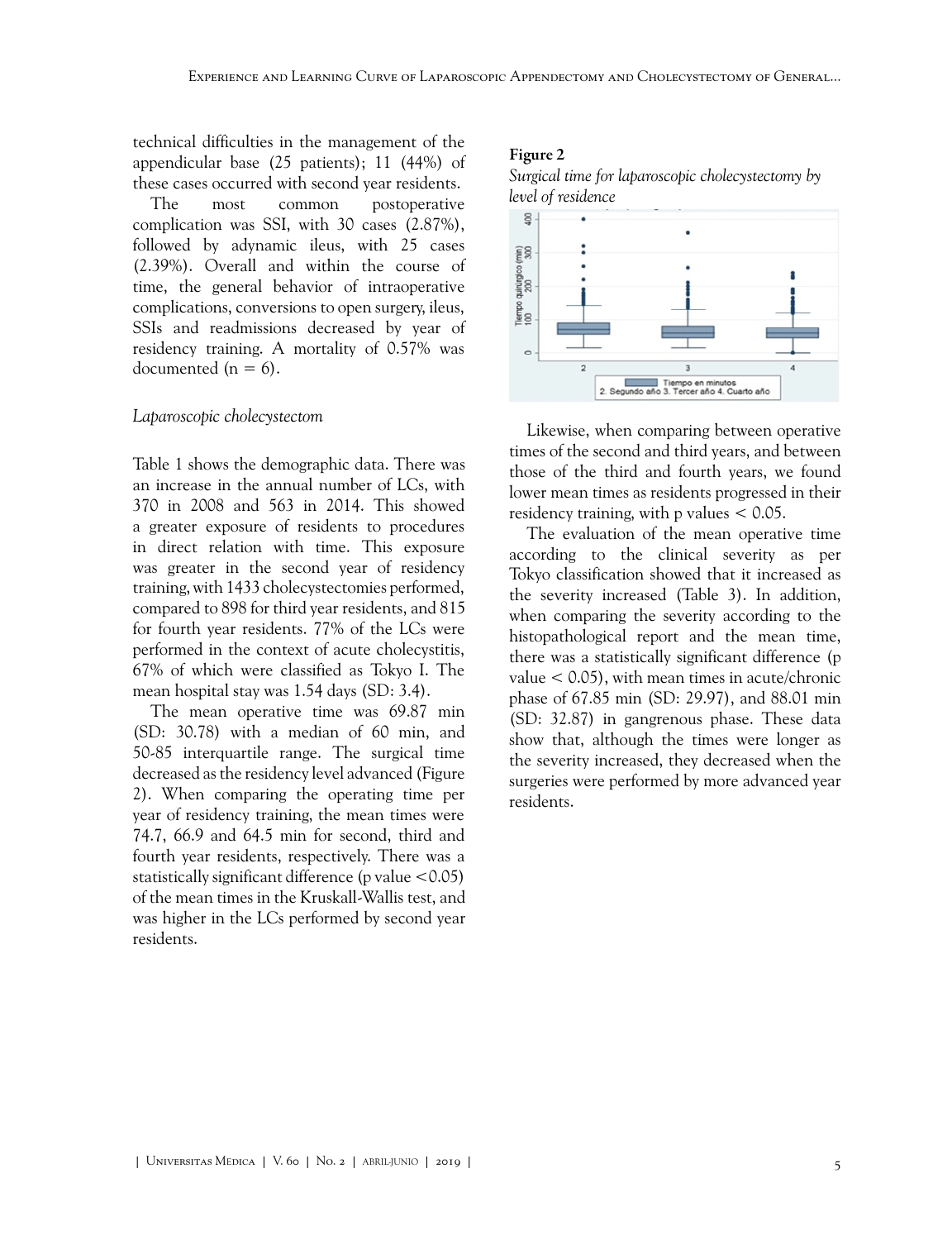technical difficulties in the management of the appendicular base (25 patients); 11 (44%) of these cases occurred with second year residents.

The most common postoperative complication was SSI, with 30 cases (2.87%), followed by adynamic ileus, with 25 cases (2.39%). Overall and within the course of time, the general behavior of intraoperative complications, conversions to open surgery, ileus, SSIs and readmissions decreased by year of residency training. A mortality of 0.57% was documented (n = 6).

*Laparoscopic cholecystectom*

Table 1 shows the demographic data. There was an increase in the annual number of LCs, with 370 in 2008 and 563 in 2014. This showed a greater exposure of residents to procedures in direct relation with time. This exposure was greater in the second year of residency training, with 1433 cholecystectomies performed, compared to 898 for third year residents, and 815 for fourth year residents. 77% of the LCs were performed in the context of acute cholecystitis, 67% of which were classified as Tokyo I. The mean hospital stay was 1.54 days (SD: 3.4).

The mean operative time was 69.87 min (SD: 30.78) with a median of 60 min, and 50-85 interquartile range. The surgical time decreased as the residency level advanced (Figure 2). When comparing the operating time per year of residency training, the mean times were 74.7, 66.9 and 64.5 min for second, third and fourth year residents, respectively. There was a statistically significant difference (p value $<0.05$) of the mean times in the Kruskall-Wallis test, and was higher in the LCs performed by second year residents.

**Figure 2**

*Surgical time for laparoscopic cholecystectomy by level of residence*

Likewise, when comparing between operative times of the second and third years, and between those of the third and fourth years, we found lower mean times as residents progressed in their residency training, with p values $< 0.05$.

The evaluation of the mean operative time according to the clinical severity as per Tokyo classification showed that it increased as the severity increased (Table 3). In addition, when comparing the severity according to the histopathological report and the mean time, there was a statistically significant difference (p value $< 0.05$), with mean times in acute/chronic phase of 67.85 min (SD: 29.97), and 88.01 min (SD: 32.87) in gangrenous phase. These data show that, although the times were longer as the severity increased, they decreased when the surgeries were performed by more advanced year residents.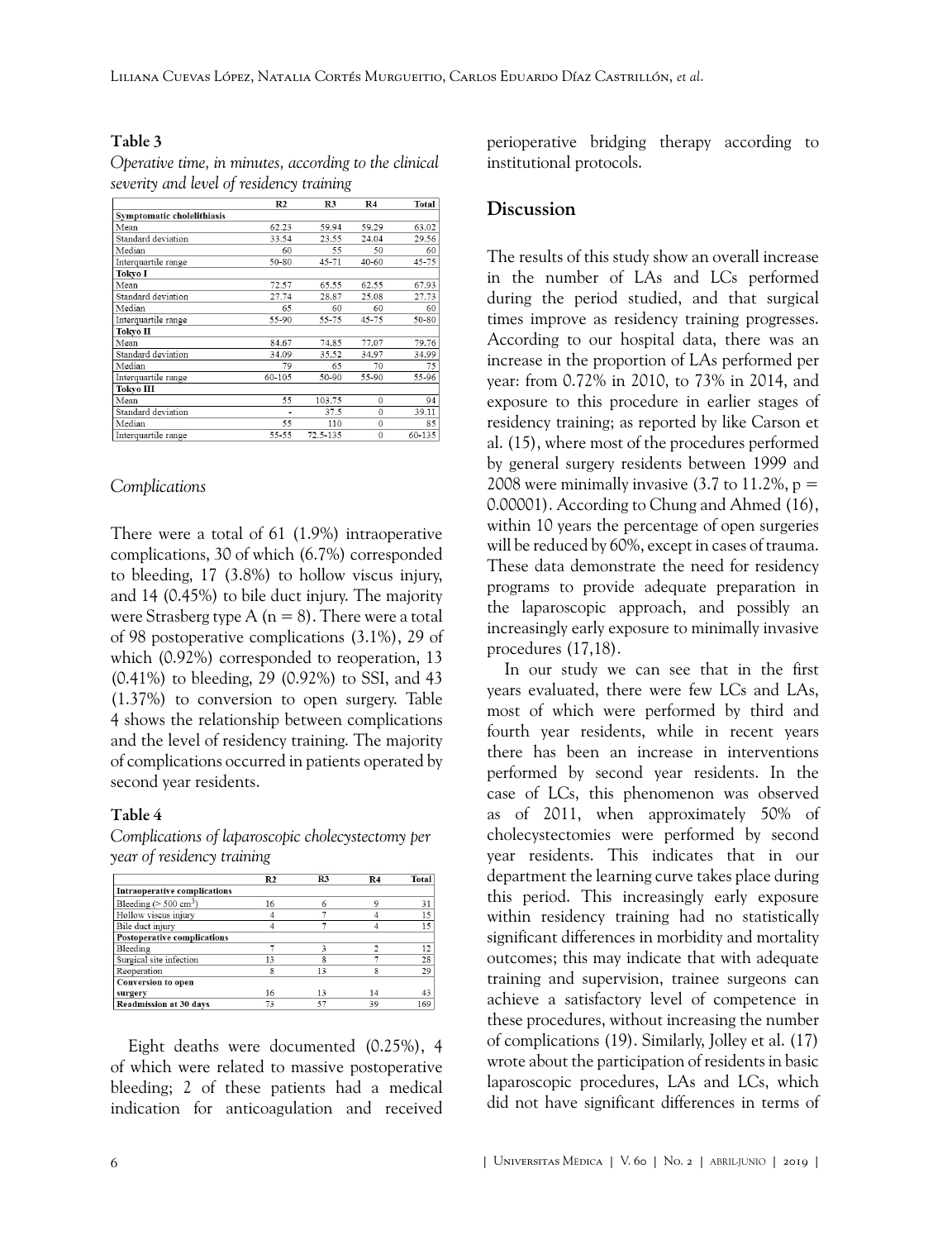**Table 3**

*Operative time, in minutes, according to the clinical severity and level of residency training*

| | R2 | R3 | R4 | Total |
|---|---|---|---|---|
| **Symptomatic cholelithiasis** | | | | |
| Mean | 62.23 | 59.94 | 59.29 | 63.02 |
| Standard deviation | 33.54 | 23.55 | 24.04 | 29.56 |
| Median | 60 | 55 | 50 | 60 |
| Interquartile range | 50-80 | 45-71 | 40-60 | 45-75 |
| **Tokyo I** | | | | |
| Mean | 72.57 | 65.55 | 62.55 | 67.93 |
| Standard deviation | 27.74 | 28.87 | 25.08 | 27.73 |
| Median | 65 | 60 | 60 | 60 |
| Interquartile range | 55-90 | 55-75 | 45-75 | 50-80 |
| **Tokyo II** | | | | |
| Mean | 84.67 | 74.85 | 77.07 | 79.76 |
| Standard deviation | 34.09 | 35.52 | 34.97 | 34.99 |
| Median | 79 | 65 | 70 | 75 |
| Interquartile range | 60-105 | 50-90 | 55-90 | 55-96 |
| **Tokyo III** | | | | |
| Mean | 55 | 103.75 | 0 | 94 |
| Standard deviation | - | 37.5 | 0 | 39.11 |
| Median | 55 | 110 | 0 | 85 |
| Interquartile range | 55-55 | 72.5-135 | 0 | 60-135 |

### *Complications*

There were a total of 61 (1.9%) intraoperative complications, 30 of which (6.7%) corresponded to bleeding, 17 (3.8%) to hollow viscus injury, and 14 (0.45%) to bile duct injury. The majority were Strasberg type A (n = 8). There were a total of 98 postoperative complications (3.1%), 29 of which (0.92%) corresponded to reoperation, 13 (0.41%) to bleeding, 29 (0.92%) to SSI, and 43 (1.37%) to conversion to open surgery. Table 4 shows the relationship between complications and the level of residency training. The majority of complications occurred in patients operated by second year residents.

**Table 4**

*Complications of laparoscopic cholecystectomy per year of residency training*

| | R2 | R3 | R4 | Total |
|---|---|---|---|---|
| **Intraoperative complications** | | | | |
| Bleeding (> 500 $cm^3$) | 16 | 6 | 9 | 31 |
| Hollow viscus injury | 4 | 7 | 4 | 15 |
| Bile duct injury | 4 | 7 | 4 | 15 |
| **Postoperative complications** | | | | |
| Bleeding | 7 | 3 | 2 | 12 |
| Surgical site infection | 13 | 8 | 7 | 28 |
| Reoperation | 8 | 13 | 8 | 29 |
| **Conversion to open surgery** | 16 | 13 | 14 | 43 |
| **Readmission at 30 days** | 73 | 57 | 39 | 169 |

Eight deaths were documented (0.25%), 4 of which were related to massive postoperative bleeding; 2 of these patients had a medical indication for anticoagulation and received perioperative bridging therapy according to institutional protocols.

## Discussion

The results of this study show an overall increase in the number of LAs and LCs performed during the period studied, and that surgical times improve as residency training progresses. According to our hospital data, there was an increase in the proportion of LAs performed per year: from 0.72% in 2010, to 73% in 2014, and exposure to this procedure in earlier stages of residency training; as reported by like Carson et al. (15), where most of the procedures performed by general surgery residents between 1999 and 2008 were minimally invasive (3.7 to 11.2%, $p = 0.00001$). According to Chung and Ahmed (16), within 10 years the percentage of open surgeries will be reduced by 60%, except in cases of trauma. These data demonstrate the need for residency programs to provide adequate preparation in the laparoscopic approach, and possibly an increasingly early exposure to minimally invasive procedures (17,18).

In our study we can see that in the first years evaluated, there were few LCs and LAs, most of which were performed by third and fourth year residents, while in recent years there has been an increase in interventions performed by second year residents. In the case of LCs, this phenomenon was observed as of 2011, when approximately 50% of cholecystectomies were performed by second year residents. This indicates that in our department the learning curve takes place during this period. This increasingly early exposure within residency training had no statistically significant differences in morbidity and mortality outcomes; this may indicate that with adequate training and supervision, trainee surgeons can achieve a satisfactory level of competence in these procedures, without increasing the number of complications (19). Similarly, Jolley et al. (17) wrote about the participation of residents in basic laparoscopic procedures, LAs and LCs, which did not have significant differences in terms of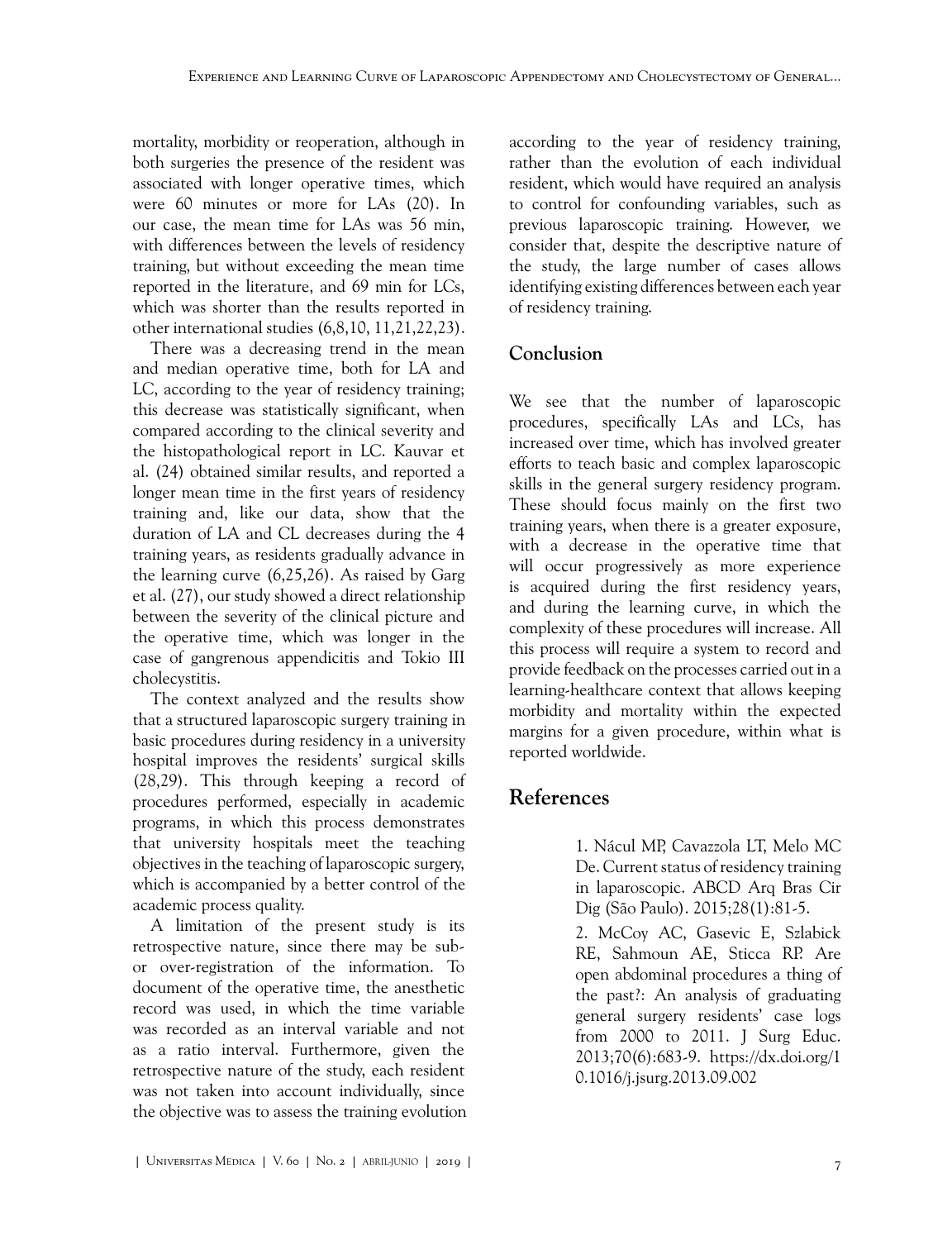mortality, morbidity or reoperation, although in both surgeries the presence of the resident was associated with longer operative times, which were 60 minutes or more for LAs (20). In our case, the mean time for LAs was 56 min, with differences between the levels of residency training, but without exceeding the mean time reported in the literature, and 69 min for LCs, which was shorter than the results reported in other international studies (6,8,10, 11,21,22,23).

There was a decreasing trend in the mean and median operative time, both for LA and LC, according to the year of residency training; this decrease was statistically significant, when compared according to the clinical severity and the histopathological report in LC. Kauvar et al. (24) obtained similar results, and reported a longer mean time in the first years of residency training and, like our data, show that the duration of LA and CL decreases during the 4 training years, as residents gradually advance in the learning curve (6,25,26). As raised by Garg et al. (27), our study showed a direct relationship between the severity of the clinical picture and the operative time, which was longer in the case of gangrenous appendicitis and Tokio III cholecystitis.

The context analyzed and the results show that a structured laparoscopic surgery training in basic procedures during residency in a university hospital improves the residents' surgical skills (28,29). This through keeping a record of procedures performed, especially in academic programs, in which this process demonstrates that university hospitals meet the teaching objectives in the teaching of laparoscopic surgery, which is accompanied by a better control of the academic process quality.

A limitation of the present study is its retrospective nature, since there may be sub- or over-registration of the information. To document of the operative time, the anesthetic record was used, in which the time variable was recorded as an interval variable and not as a ratio interval. Furthermore, given the retrospective nature of the study, each resident was not taken into account individually, since the objective was to assess the training evolution according to the year of residency training, rather than the evolution of each individual resident, which would have required an analysis to control for confounding variables, such as previous laparoscopic training. However, we consider that, despite the descriptive nature of the study, the large number of cases allows identifying existing differences between each year of residency training.

## Conclusion

We see that the number of laparoscopic procedures, specifically LAs and LCs, has increased over time, which has involved greater efforts to teach basic and complex laparoscopic skills in the general surgery residency program. These should focus mainly on the first two training years, when there is a greater exposure, with a decrease in the operative time that will occur progressively as more experience is acquired during the first residency years, and during the learning curve, in which the complexity of these procedures will increase. All this process will require a system to record and provide feedback on the processes carried out in a learning-healthcare context that allows keeping morbidity and mortality within the expected margins for a given procedure, within what is reported worldwide.

# References

1. Nácul MP, Cavazzola LT, Melo MC De. Current status of residency training in laparoscopic. ABCD Arq Bras Cir Dig (São Paulo). 2015;28(1):81-5.

2. McCoy AC, Gasevic E, Szlabick RE, Sahmoun AE, Sticca RP. Are open abdominal procedures a thing of the past?: An analysis of graduating general surgery residents' case logs from 2000 to 2011. J Surg Educ. 2013;70(6):683-9. https://dx.doi.org/10.1016/j.jsurg.2013.09.002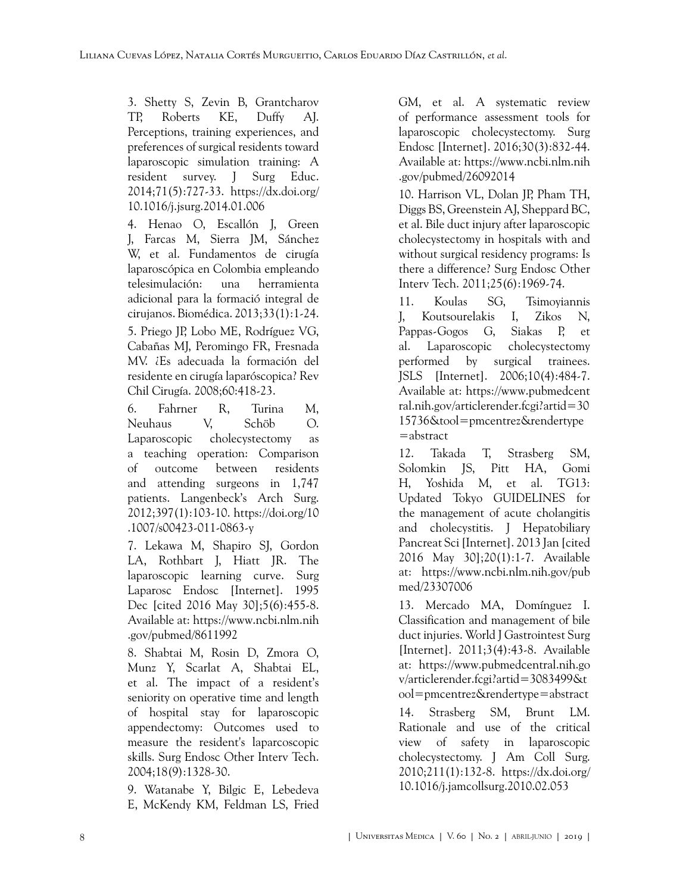3. Shetty S, Zevin B, Grantcharov TP, Roberts KE, Duffy AJ. Perceptions, training experiences, and preferences of surgical residents toward laparoscopic simulation training: A resident survey. J Surg Educ. 2014;71(5):727-33. https://dx.doi.org/10.1016/j.jsurg.2014.01.006

4. Henao O, Escallón J, Green J, Farcas M, Sierra JM, Sánchez W, et al. Fundamentos de cirugía laparoscópica en Colombia empleando telesimulación: una herramienta adicional para la formació integral de cirujanos. Biomédica. 2013;33(1):1-24.

5. Priego JP, Lobo ME, Rodríguez VG, Cabañas MJ, Peromingo FR, Fresnada MV. ¿Es adecuada la formación del residente en cirugía laparóscopica? Rev Chil Cirugía. 2008;60:418-23.

6. Fahrner R, Turina M, Neuhaus V, Schöb O. Laparoscopic cholecystectomy as a teaching operation: Comparison of outcome between residents and attending surgeons in 1,747 patients. Langenbeck's Arch Surg. 2012;397(1):103-10. https://doi.org/10.1007/s00423-011-0863-y

7. Lekawa M, Shapiro SJ, Gordon LA, Rothbart J, Hiatt JR. The laparoscopic learning curve. Surg Laparosc Endosc [Internet]. 1995 Dec [cited 2016 May 30];5(6):455-8. Available at: https://www.ncbi.nlm.nih.gov/pubmed/8611992

8. Shabtai M, Rosin D, Zmora O, Munz Y, Scarlat A, Shabtai EL, et al. The impact of a resident's seniority on operative time and length of hospital stay for laparoscopic appendectomy: Outcomes used to measure the resident's laparcoscopic skills. Surg Endosc Other Interv Tech. 2004;18(9):1328-30.

9. Watanabe Y, Bilgic E, Lebedeva E, McKendy KM, Feldman LS, Fried GM, et al. A systematic review of performance assessment tools for laparoscopic cholecystectomy. Surg Endosc [Internet]. 2016;30(3):832-44. Available at: https://www.ncbi.nlm.nih.gov/pubmed/26092014

10. Harrison VL, Dolan JP, Pham TH, Diggs BS, Greenstein AJ, Sheppard BC, et al. Bile duct injury after laparoscopic cholecystectomy in hospitals with and without surgical residency programs: Is there a difference? Surg Endosc Other Interv Tech. 2011;25(6):1969-74.

11. Koulas SG, Tsimoyiannis J, Koutsourelakis I, Zikos N, Pappas-Gogos G, Siakas P, et al. Laparoscopic cholecystectomy performed by surgical trainees. JSLS [Internet]. 2006;10(4):484-7. Available at: https://www.pubmedcentral.nih.gov/articlerender.fcgi?artid=3015736&tool=pmcentrez&rendertype=abstract

12. Takada T, Strasberg SM, Solomkin JS, Pitt HA, Gomi H, Yoshida M, et al. TG13: Updated Tokyo GUIDELINES for the management of acute cholangitis and cholecystitis. J Hepatobiliary Pancreat Sci [Internet]. 2013 Jan [cited 2016 May 30];20(1):1-7. Available at: https://www.ncbi.nlm.nih.gov/pubmed/23307006

13. Mercado MA, Domínguez I. Classification and management of bile duct injuries. World J Gastrointest Surg [Internet]. 2011;3(4):43-8. Available at: https://www.pubmedcentral.nih.gov/articlerender.fcgi?artid=3083499&tool=pmcentrez&rendertype=abstract

14. Strasberg SM, Brunt LM. Rationale and use of the critical view of safety in laparoscopic cholecystectomy. J Am Coll Surg. 2010;211(1):132-8. https://dx.doi.org/10.1016/j.jamcollsurg.2010.02.053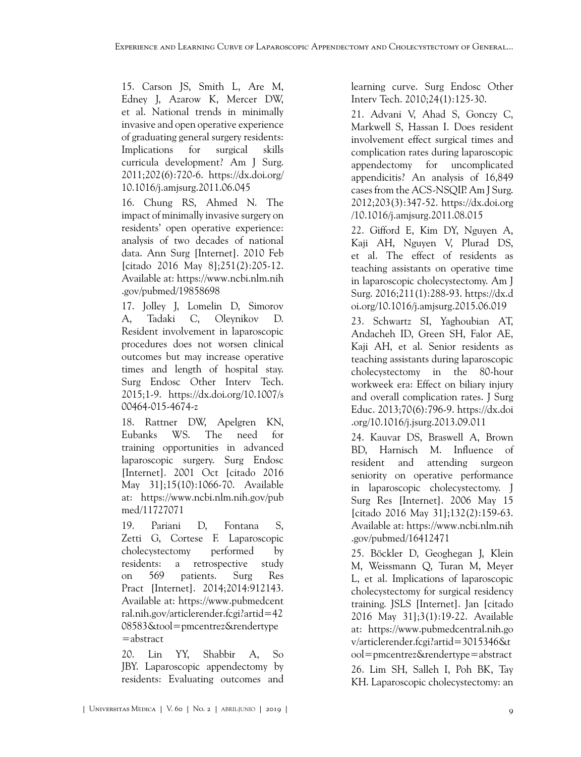15. Carson JS, Smith L, Are M, Edney J, Azarow K, Mercer DW, et al. National trends in minimally invasive and open operative experience of graduating general surgery residents: Implications for surgical skills curricula development? Am J Surg. 2011;202(6):720-6. https://dx.doi.org/10.1016/j.amjsurg.2011.06.045

16. Chung RS, Ahmed N. The impact of minimally invasive surgery on residents' open operative experience: analysis of two decades of national data. Ann Surg [Internet]. 2010 Feb [citado 2016 May 8];251(2):205-12. Available at: https://www.ncbi.nlm.nih.gov/pubmed/19858698

17. Jolley J, Lomelin D, Simorov A, Tadaki C, Oleynikov D. Resident involvement in laparoscopic procedures does not worsen clinical outcomes but may increase operative times and length of hospital stay. Surg Endosc Other Interv Tech. 2015;1-9. https://dx.doi.org/10.1007/s00464-015-4674-z

18. Rattner DW, Apelgren KN, Eubanks WS. The need for training opportunities in advanced laparoscopic surgery. Surg Endosc [Internet]. 2001 Oct [citado 2016 May 31];15(10):1066-70. Available at: https://www.ncbi.nlm.nih.gov/pubmed/11727071

19. Pariani D, Fontana S, Zetti G, Cortese F. Laparoscopic cholecystectomy performed by residents: a retrospective study on 569 patients. Surg Res Pract [Internet]. 2014;2014:912143. Available at: https://www.pubmedcentral.nih.gov/articlerender.fcgi?artid=4208583&tool=pmcentrez&rendertype=abstract

20. Lin YY, Shabbir A, So JBY. Laparoscopic appendectomy by residents: Evaluating outcomes and learning curve. Surg Endosc Other Interv Tech. 2010;24(1):125-30.

21. Advani V, Ahad S, Gonczy C, Markwell S, Hassan I. Does resident involvement effect surgical times and complication rates during laparoscopic appendectomy for uncomplicated appendicitis? An analysis of 16,849 cases from the ACS-NSQIP. Am J Surg. 2012;203(3):347-52. https://dx.doi.org/10.1016/j.amjsurg.2011.08.015

22. Gifford E, Kim DY, Nguyen A, Kaji AH, Nguyen V, Plurad DS, et al. The effect of residents as teaching assistants on operative time in laparoscopic cholecystectomy. Am J Surg. 2016;211(1):288-93. https://dx.doi.org/10.1016/j.amjsurg.2015.06.019

23. Schwartz SI, Yaghoubian AT, Andacheh ID, Green SH, Falor AE, Kaji AH, et al. Senior residents as teaching assistants during laparoscopic cholecystectomy in the 80-hour workweek era: Effect on biliary injury and overall complication rates. J Surg Educ. 2013;70(6):796-9. https://dx.doi.org/10.1016/j.jsurg.2013.09.011

24. Kauvar DS, Braswell A, Brown BD, Harnisch M. Influence of resident and attending surgeon seniority on operative performance in laparoscopic cholecystectomy. J Surg Res [Internet]. 2006 May 15 [citado 2016 May 31];132(2):159-63. Available at: https://www.ncbi.nlm.nih.gov/pubmed/16412471

25. Böckler D, Geoghegan J, Klein M, Weissmann Q, Turan M, Meyer L, et al. Implications of laparoscopic cholecystectomy for surgical residency training. JSLS [Internet]. Jan [citado 2016 May 31];3(1):19-22. Available at: https://www.pubmedcentral.nih.gov/articlerender.fcgi?artid=3015346&tool=pmcentrez&rendertype=abstract

26. Lim SH, Salleh I, Poh BK, Tay KH. Laparoscopic cholecystectomy: an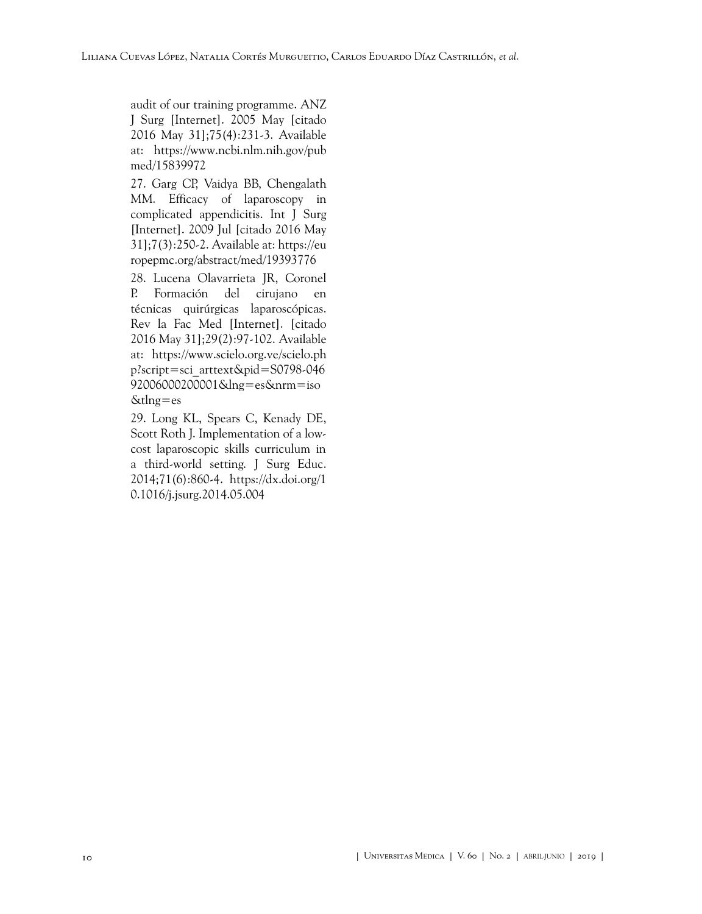audit of our training programme. ANZ J Surg [Internet]. 2005 May [citado 2016 May 31];75(4):231-3. Available at: https://www.ncbi.nlm.nih.gov/pubmed/15839972

27. Garg CP, Vaidya BB, Chengalath MM. Efficacy of laparoscopy in complicated appendicitis. Int J Surg [Internet]. 2009 Jul [citado 2016 May 31];7(3):250-2. Available at: https://europepmc.org/abstract/med/19393776

28. Lucena Olavarrieta JR, Coronel P. Formación del cirujano en técnicas quirúrgicas laparoscópicas. Rev la Fac Med [Internet]. [citado 2016 May 31];29(2):97-102. Available at: https://www.scielo.org.ve/scielo.php?script=sci_arttext&pid=S0798-04692006000200001&lng=es&nrm=iso&tlng=es

29. Long KL, Spears C, Kenady DE, Scott Roth J. Implementation of a low-cost laparoscopic skills curriculum in a third-world setting. J Surg Educ. 2014;71(6):860-4. https://dx.doi.org/10.1016/j.jsurg.2014.05.004